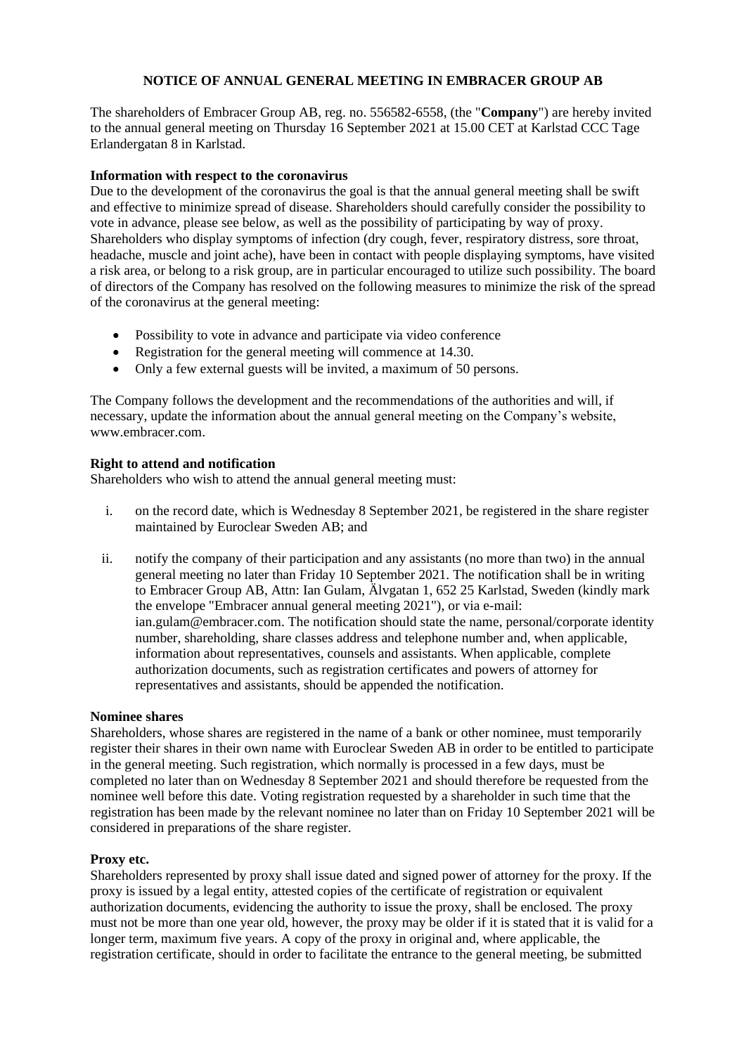# NOTICE OF ANNUAL GENERAL MEETING IN EMBRACER GROUP AB

The shareholders of Embracer Group AB, reg. no. 556582-6558, (the "**Company**") are hereby invited to the annual general meeting on Thursday 16 September 2021 at 15.00 CET at Karlstad CCC Tage Erlandergatan 8 in Karlstad.

**Information with respect to the coronavirus**

Due to the development of the coronavirus the goal is that the annual general meeting shall be swift and effective to minimize spread of disease. Shareholders should carefully consider the possibility to vote in advance, please see below, as well as the possibility of participating by way of proxy. Shareholders who display symptoms of infection (dry cough, fever, respiratory distress, sore throat, headache, muscle and joint ache), have been in contact with people displaying symptoms, have visited a risk area, or belong to a risk group, are in particular encouraged to utilize such possibility. The board of directors of the Company has resolved on the following measures to minimize the risk of the spread of the coronavirus at the general meeting:

- Possibility to vote in advance and participate via video conference
- Registration for the general meeting will commence at 14.30.
- Only a few external guests will be invited, a maximum of 50 persons.

The Company follows the development and the recommendations of the authorities and will, if necessary, update the information about the annual general meeting on the Company's website, www.embracer.com.

**Right to attend and notification**

Shareholders who wish to attend the annual general meeting must:

i. on the record date, which is Wednesday 8 September 2021, be registered in the share register maintained by Euroclear Sweden AB; and

ii. notify the company of their participation and any assistants (no more than two) in the annual general meeting no later than Friday 10 September 2021. The notification shall be in writing to Embracer Group AB, Attn: Ian Gulam, Älvgatan 1, 652 25 Karlstad, Sweden (kindly mark the envelope "Embracer annual general meeting 2021"), or via e-mail: ian.gulam@embracer.com. The notification should state the name, personal/corporate identity number, shareholding, share classes address and telephone number and, when applicable, information about representatives, counsels and assistants. When applicable, complete authorization documents, such as registration certificates and powers of attorney for representatives and assistants, should be appended the notification.

**Nominee shares**

Shareholders, whose shares are registered in the name of a bank or other nominee, must temporarily register their shares in their own name with Euroclear Sweden AB in order to be entitled to participate in the general meeting. Such registration, which normally is processed in a few days, must be completed no later than on Wednesday 8 September 2021 and should therefore be requested from the nominee well before this date. Voting registration requested by a shareholder in such time that the registration has been made by the relevant nominee no later than on Friday 10 September 2021 will be considered in preparations of the share register.

**Proxy etc.**

Shareholders represented by proxy shall issue dated and signed power of attorney for the proxy. If the proxy is issued by a legal entity, attested copies of the certificate of registration or equivalent authorization documents, evidencing the authority to issue the proxy, shall be enclosed. The proxy must not be more than one year old, however, the proxy may be older if it is stated that it is valid for a longer term, maximum five years. A copy of the proxy in original and, where applicable, the registration certificate, should in order to facilitate the entrance to the general meeting, be submitted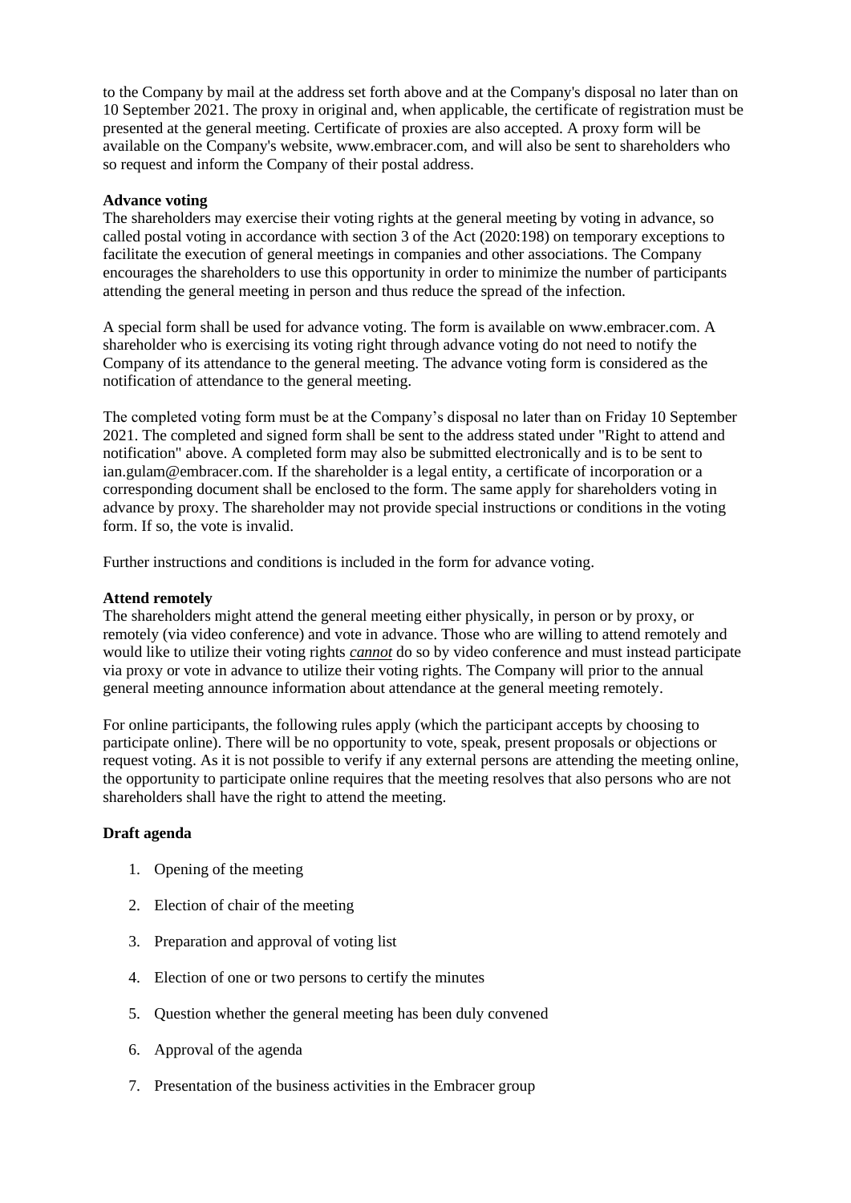to the Company by mail at the address set forth above and at the Company's disposal no later than on 10 September 2021. The proxy in original and, when applicable, the certificate of registration must be presented at the general meeting. Certificate of proxies are also accepted. A proxy form will be available on the Company's website, www.embracer.com, and will also be sent to shareholders who so request and inform the Company of their postal address.

**Advance voting**

The shareholders may exercise their voting rights at the general meeting by voting in advance, so called postal voting in accordance with section 3 of the Act (2020:198) on temporary exceptions to facilitate the execution of general meetings in companies and other associations. The Company encourages the shareholders to use this opportunity in order to minimize the number of participants attending the general meeting in person and thus reduce the spread of the infection.

A special form shall be used for advance voting. The form is available on www.embracer.com. A shareholder who is exercising its voting right through advance voting do not need to notify the Company of its attendance to the general meeting. The advance voting form is considered as the notification of attendance to the general meeting.

The completed voting form must be at the Company's disposal no later than on Friday 10 September 2021. The completed and signed form shall be sent to the address stated under "Right to attend and notification" above. A completed form may also be submitted electronically and is to be sent to ian.gulam@embracer.com. If the shareholder is a legal entity, a certificate of incorporation or a corresponding document shall be enclosed to the form. The same apply for shareholders voting in advance by proxy. The shareholder may not provide special instructions or conditions in the voting form. If so, the vote is invalid.

Further instructions and conditions is included in the form for advance voting.

**Attend remotely**

The shareholders might attend the general meeting either physically, in person or by proxy, or remotely (via video conference) and vote in advance. Those who are willing to attend remotely and would like to utilize their voting rights ***cannot*** do so by video conference and must instead participate via proxy or vote in advance to utilize their voting rights. The Company will prior to the annual general meeting announce information about attendance at the general meeting remotely.

For online participants, the following rules apply (which the participant accepts by choosing to participate online). There will be no opportunity to vote, speak, present proposals or objections or request voting. As it is not possible to verify if any external persons are attending the meeting online, the opportunity to participate online requires that the meeting resolves that also persons who are not shareholders shall have the right to attend the meeting.

**Draft agenda**

1. Opening of the meeting
2. Election of chair of the meeting
3. Preparation and approval of voting list
4. Election of one or two persons to certify the minutes
5. Question whether the general meeting has been duly convened
6. Approval of the agenda
7. Presentation of the business activities in the Embracer group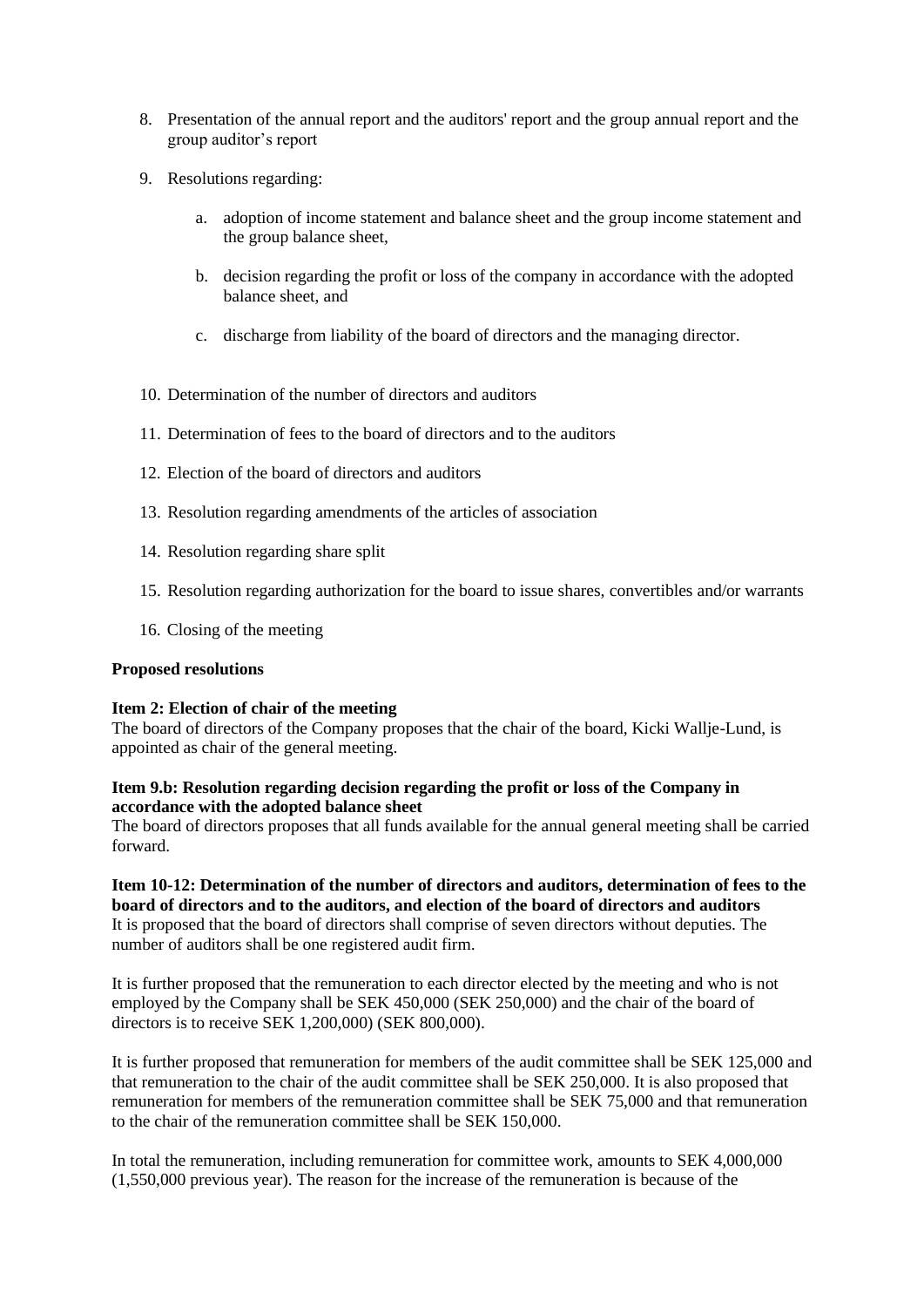8. Presentation of the annual report and the auditors' report and the group annual report and the group auditor's report

9. Resolutions regarding:

    a. adoption of income statement and balance sheet and the group income statement and the group balance sheet,

    b. decision regarding the profit or loss of the company in accordance with the adopted balance sheet, and

    c. discharge from liability of the board of directors and the managing director.

10. Determination of the number of directors and auditors

11. Determination of fees to the board of directors and to the auditors

12. Election of the board of directors and auditors

13. Resolution regarding amendments of the articles of association

14. Resolution regarding share split

15. Resolution regarding authorization for the board to issue shares, convertibles and/or warrants

16. Closing of the meeting

**Proposed resolutions**

**Item 2: Election of chair of the meeting**
The board of directors of the Company proposes that the chair of the board, Kicki Wallje-Lund, is appointed as chair of the general meeting.

**Item 9.b: Resolution regarding decision regarding the profit or loss of the Company in accordance with the adopted balance sheet**
The board of directors proposes that all funds available for the annual general meeting shall be carried forward.

**Item 10-12: Determination of the number of directors and auditors, determination of fees to the board of directors and to the auditors, and election of the board of directors and auditors**
It is proposed that the board of directors shall comprise of seven directors without deputies. The number of auditors shall be one registered audit firm.

It is further proposed that the remuneration to each director elected by the meeting and who is not employed by the Company shall be SEK 450,000 (SEK 250,000) and the chair of the board of directors is to receive SEK 1,200,000) (SEK 800,000).

It is further proposed that remuneration for members of the audit committee shall be SEK 125,000 and that remuneration to the chair of the audit committee shall be SEK 250,000. It is also proposed that remuneration for members of the remuneration committee shall be SEK 75,000 and that remuneration to the chair of the remuneration committee shall be SEK 150,000.

In total the remuneration, including remuneration for committee work, amounts to SEK 4,000,000 (1,550,000 previous year). The reason for the increase of the remuneration is because of the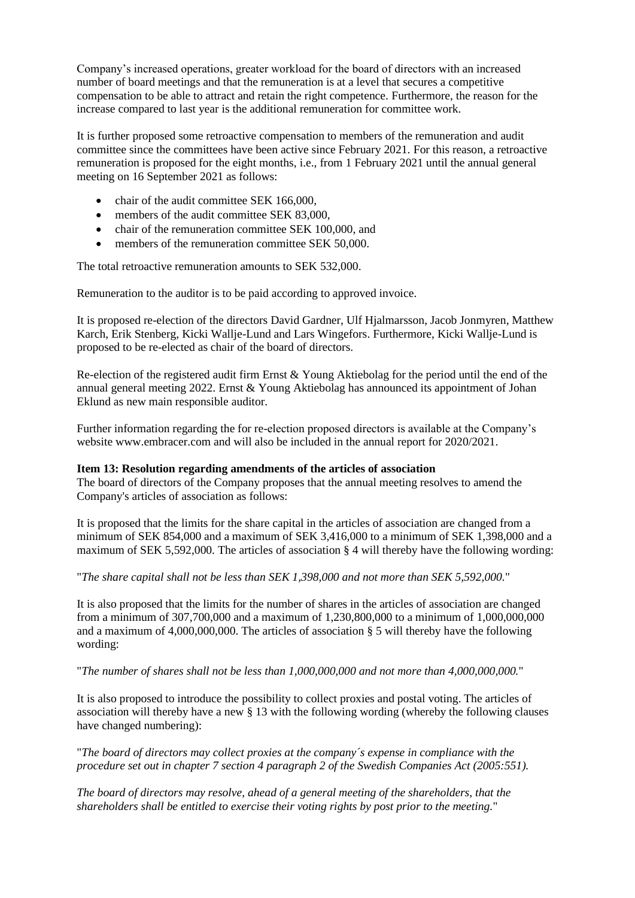Company's increased operations, greater workload for the board of directors with an increased number of board meetings and that the remuneration is at a level that secures a competitive compensation to be able to attract and retain the right competence. Furthermore, the reason for the increase compared to last year is the additional remuneration for committee work.

It is further proposed some retroactive compensation to members of the remuneration and audit committee since the committees have been active since February 2021. For this reason, a retroactive remuneration is proposed for the eight months, i.e., from 1 February 2021 until the annual general meeting on 16 September 2021 as follows:

- chair of the audit committee SEK 166,000,
- members of the audit committee SEK 83,000,
- chair of the remuneration committee SEK 100,000, and
- members of the remuneration committee SEK 50,000.

The total retroactive remuneration amounts to SEK 532,000.

Remuneration to the auditor is to be paid according to approved invoice.

It is proposed re-election of the directors David Gardner, Ulf Hjalmarsson, Jacob Jonmyren, Matthew Karch, Erik Stenberg, Kicki Wallje-Lund and Lars Wingefors. Furthermore, Kicki Wallje-Lund is proposed to be re-elected as chair of the board of directors.

Re-election of the registered audit firm Ernst & Young Aktiebolag for the period until the end of the annual general meeting 2022. Ernst & Young Aktiebolag has announced its appointment of Johan Eklund as new main responsible auditor.

Further information regarding the for re-election proposed directors is available at the Company's website www.embracer.com and will also be included in the annual report for 2020/2021.

**Item 13: Resolution regarding amendments of the articles of association**

The board of directors of the Company proposes that the annual meeting resolves to amend the Company's articles of association as follows:

It is proposed that the limits for the share capital in the articles of association are changed from a minimum of SEK 854,000 and a maximum of SEK 3,416,000 to a minimum of SEK 1,398,000 and a maximum of SEK 5,592,000. The articles of association § 4 will thereby have the following wording:

"*The share capital shall not be less than SEK 1,398,000 and not more than SEK 5,592,000.*"

It is also proposed that the limits for the number of shares in the articles of association are changed from a minimum of 307,700,000 and a maximum of 1,230,800,000 to a minimum of 1,000,000,000 and a maximum of 4,000,000,000. The articles of association § 5 will thereby have the following wording:

"*The number of shares shall not be less than 1,000,000,000 and not more than 4,000,000,000.*"

It is also proposed to introduce the possibility to collect proxies and postal voting. The articles of association will thereby have a new § 13 with the following wording (whereby the following clauses have changed numbering):

"*The board of directors may collect proxies at the company´s expense in compliance with the procedure set out in chapter 7 section 4 paragraph 2 of the Swedish Companies Act (2005:551).*

*The board of directors may resolve, ahead of a general meeting of the shareholders, that the shareholders shall be entitled to exercise their voting rights by post prior to the meeting.*"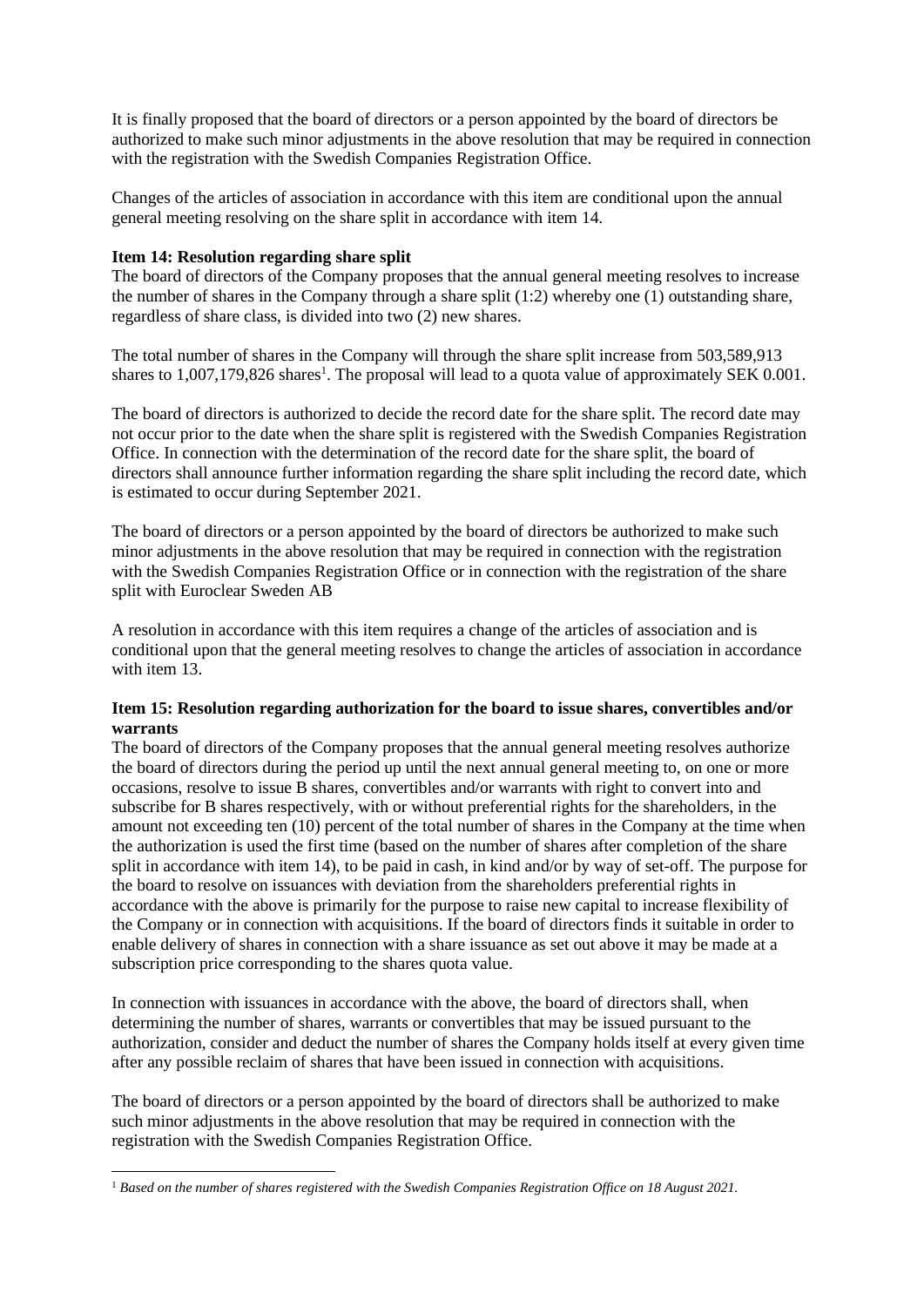It is finally proposed that the board of directors or a person appointed by the board of directors be authorized to make such minor adjustments in the above resolution that may be required in connection with the registration with the Swedish Companies Registration Office.

Changes of the articles of association in accordance with this item are conditional upon the annual general meeting resolving on the share split in accordance with item 14.

**Item 14: Resolution regarding share split**
The board of directors of the Company proposes that the annual general meeting resolves to increase the number of shares in the Company through a share split (1:2) whereby one (1) outstanding share, regardless of share class, is divided into two (2) new shares.

The total number of shares in the Company will through the share split increase from 503,589,913 shares to 1,007,179,826 shares[1]. The proposal will lead to a quota value of approximately SEK 0.001.

The board of directors is authorized to decide the record date for the share split. The record date may not occur prior to the date when the share split is registered with the Swedish Companies Registration Office. In connection with the determination of the record date for the share split, the board of directors shall announce further information regarding the share split including the record date, which is estimated to occur during September 2021.

The board of directors or a person appointed by the board of directors be authorized to make such minor adjustments in the above resolution that may be required in connection with the registration with the Swedish Companies Registration Office or in connection with the registration of the share split with Euroclear Sweden AB

A resolution in accordance with this item requires a change of the articles of association and is conditional upon that the general meeting resolves to change the articles of association in accordance with item 13.

**Item 15: Resolution regarding authorization for the board to issue shares, convertibles and/or warrants**
The board of directors of the Company proposes that the annual general meeting resolves authorize the board of directors during the period up until the next annual general meeting to, on one or more occasions, resolve to issue B shares, convertibles and/or warrants with right to convert into and subscribe for B shares respectively, with or without preferential rights for the shareholders, in the amount not exceeding ten (10) percent of the total number of shares in the Company at the time when the authorization is used the first time (based on the number of shares after completion of the share split in accordance with item 14), to be paid in cash, in kind and/or by way of set-off. The purpose for the board to resolve on issuances with deviation from the shareholders preferential rights in accordance with the above is primarily for the purpose to raise new capital to increase flexibility of the Company or in connection with acquisitions. If the board of directors finds it suitable in order to enable delivery of shares in connection with a share issuance as set out above it may be made at a subscription price corresponding to the shares quota value.

In connection with issuances in accordance with the above, the board of directors shall, when determining the number of shares, warrants or convertibles that may be issued pursuant to the authorization, consider and deduct the number of shares the Company holds itself at every given time after any possible reclaim of shares that have been issued in connection with acquisitions.

The board of directors or a person appointed by the board of directors shall be authorized to make such minor adjustments in the above resolution that may be required in connection with the registration with the Swedish Companies Registration Office.

[1] *Based on the number of shares registered with the Swedish Companies Registration Office on 18 August 2021.*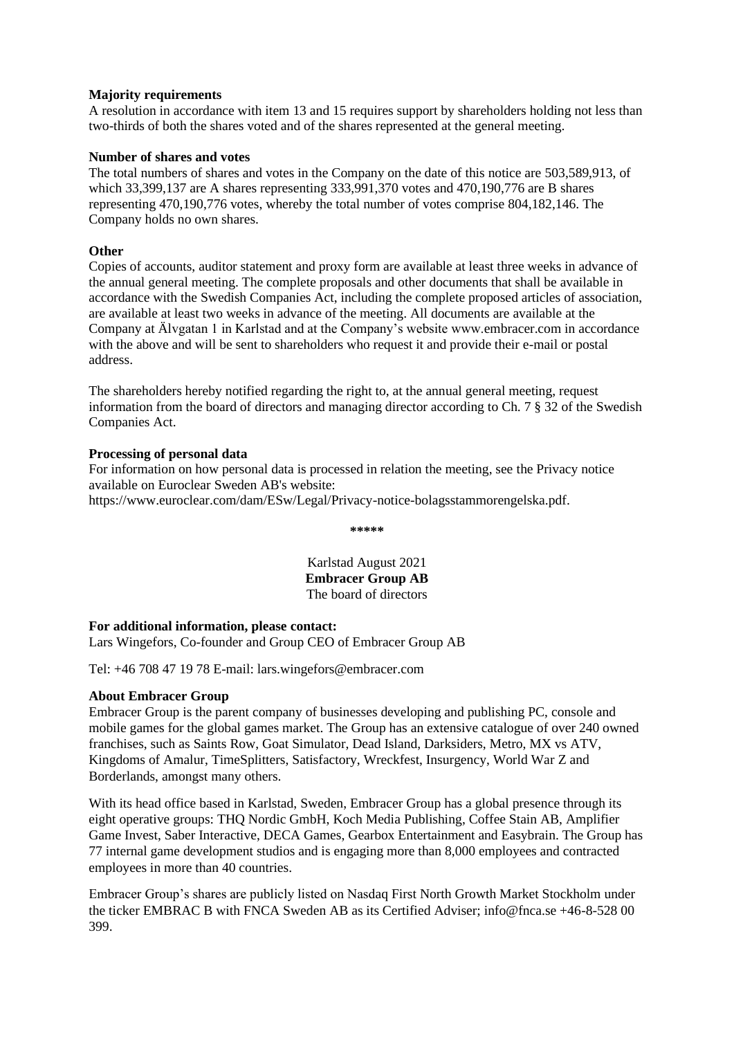**Majority requirements**

A resolution in accordance with item 13 and 15 requires support by shareholders holding not less than two-thirds of both the shares voted and of the shares represented at the general meeting.

**Number of shares and votes**

The total numbers of shares and votes in the Company on the date of this notice are 503,589,913, of which 33,399,137 are A shares representing 333,991,370 votes and 470,190,776 are B shares representing 470,190,776 votes, whereby the total number of votes comprise 804,182,146. The Company holds no own shares.

**Other**

Copies of accounts, auditor statement and proxy form are available at least three weeks in advance of the annual general meeting. The complete proposals and other documents that shall be available in accordance with the Swedish Companies Act, including the complete proposed articles of association, are available at least two weeks in advance of the meeting. All documents are available at the Company at Älvgatan 1 in Karlstad and at the Company's website www.embracer.com in accordance with the above and will be sent to shareholders who request it and provide their e-mail or postal address.

The shareholders hereby notified regarding the right to, at the annual general meeting, request information from the board of directors and managing director according to Ch. 7 § 32 of the Swedish Companies Act.

**Processing of personal data**

For information on how personal data is processed in relation the meeting, see the Privacy notice available on Euroclear Sweden AB's website:
https://www.euroclear.com/dam/ESw/Legal/Privacy-notice-bolagsstammorengelska.pdf.

*****

Karlstad August 2021
**Embracer Group AB**
The board of directors

**For additional information, please contact:**

Lars Wingefors, Co-founder and Group CEO of Embracer Group AB

Tel: +46 708 47 19 78 E-mail: lars.wingefors@embracer.com

**About Embracer Group**

Embracer Group is the parent company of businesses developing and publishing PC, console and mobile games for the global games market. The Group has an extensive catalogue of over 240 owned franchises, such as Saints Row, Goat Simulator, Dead Island, Darksiders, Metro, MX vs ATV, Kingdoms of Amalur, TimeSplitters, Satisfactory, Wreckfest, Insurgency, World War Z and Borderlands, amongst many others.

With its head office based in Karlstad, Sweden, Embracer Group has a global presence through its eight operative groups: THQ Nordic GmbH, Koch Media Publishing, Coffee Stain AB, Amplifier Game Invest, Saber Interactive, DECA Games, Gearbox Entertainment and Easybrain. The Group has 77 internal game development studios and is engaging more than 8,000 employees and contracted employees in more than 40 countries.

Embracer Group's shares are publicly listed on Nasdaq First North Growth Market Stockholm under the ticker EMBRAC B with FNCA Sweden AB as its Certified Adviser; info@fnca.se +46-8-528 00 399.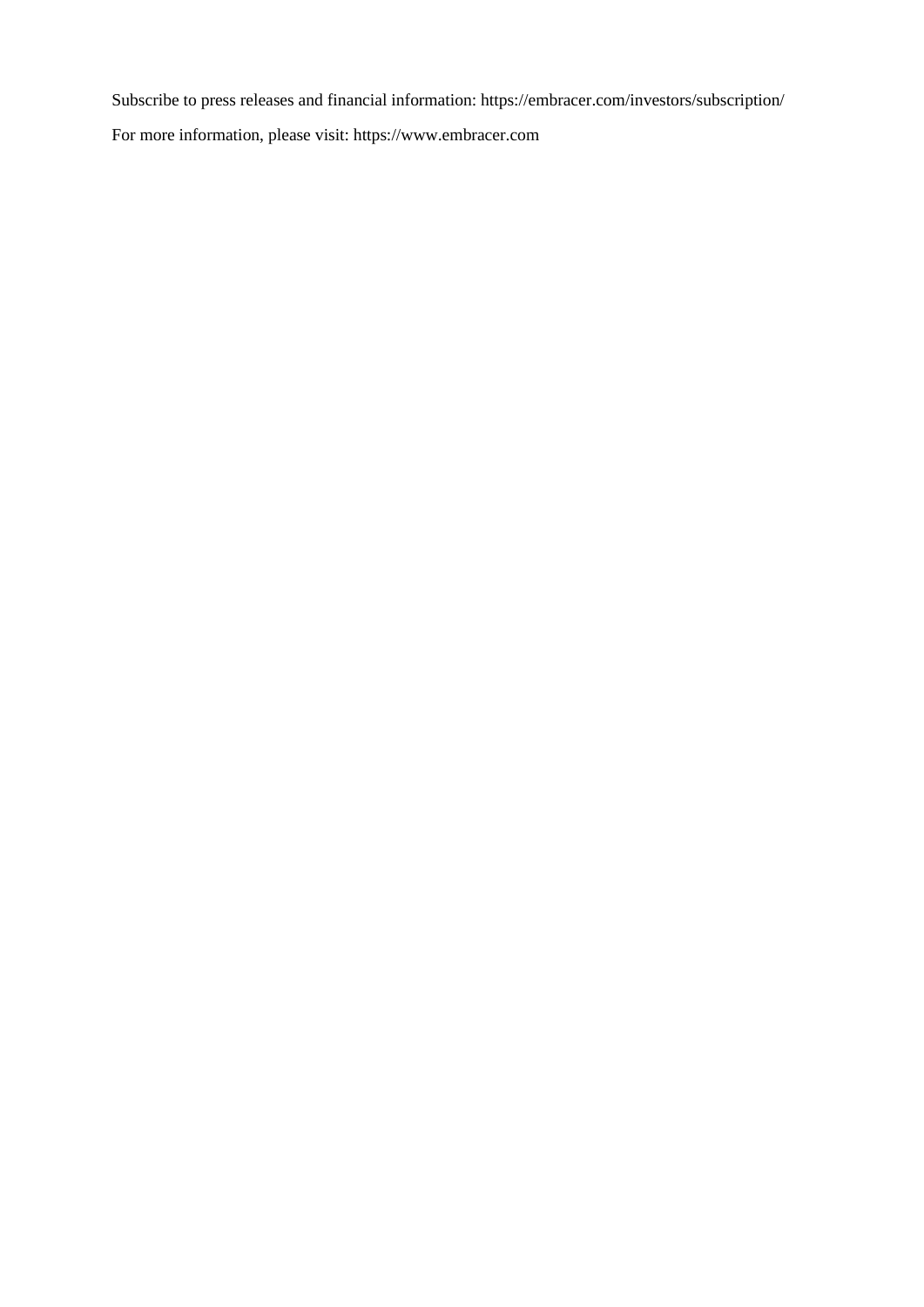Subscribe to press releases and financial information: https://embracer.com/investors/subscription/

For more information, please visit: https://www.embracer.com